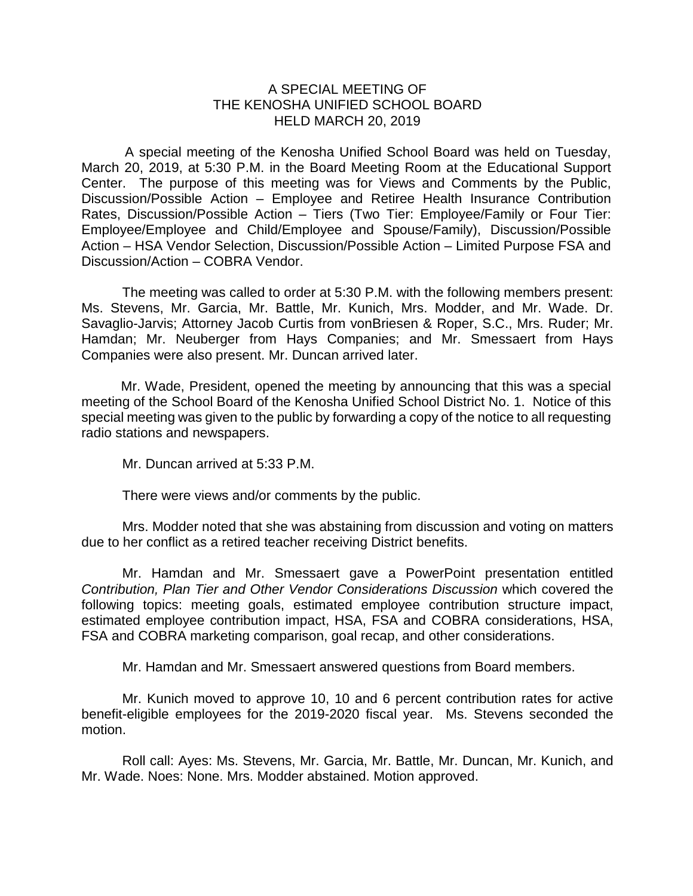# A SPECIAL MEETING OF
# THE KENOSHA UNIFIED SCHOOL BOARD
# HELD MARCH 20, 2019

A special meeting of the Kenosha Unified School Board was held on Tuesday, March 20, 2019, at 5:30 P.M. in the Board Meeting Room at the Educational Support Center. The purpose of this meeting was for Views and Comments by the Public, Discussion/Possible Action – Employee and Retiree Health Insurance Contribution Rates, Discussion/Possible Action – Tiers (Two Tier: Employee/Family or Four Tier: Employee/Employee and Child/Employee and Spouse/Family), Discussion/Possible Action – HSA Vendor Selection, Discussion/Possible Action – Limited Purpose FSA and Discussion/Action – COBRA Vendor.

The meeting was called to order at 5:30 P.M. with the following members present: Ms. Stevens, Mr. Garcia, Mr. Battle, Mr. Kunich, Mrs. Modder, and Mr. Wade. Dr. Savaglio-Jarvis; Attorney Jacob Curtis from vonBriesen & Roper, S.C., Mrs. Ruder; Mr. Hamdan; Mr. Neuberger from Hays Companies; and Mr. Smessaert from Hays Companies were also present. Mr. Duncan arrived later.

Mr. Wade, President, opened the meeting by announcing that this was a special meeting of the School Board of the Kenosha Unified School District No. 1. Notice of this special meeting was given to the public by forwarding a copy of the notice to all requesting radio stations and newspapers.

Mr. Duncan arrived at 5:33 P.M.

There were views and/or comments by the public.

Mrs. Modder noted that she was abstaining from discussion and voting on matters due to her conflict as a retired teacher receiving District benefits.

Mr. Hamdan and Mr. Smessaert gave a PowerPoint presentation entitled *Contribution, Plan Tier and Other Vendor Considerations Discussion* which covered the following topics: meeting goals, estimated employee contribution structure impact, estimated employee contribution impact, HSA, FSA and COBRA considerations, HSA, FSA and COBRA marketing comparison, goal recap, and other considerations.

Mr. Hamdan and Mr. Smessaert answered questions from Board members.

Mr. Kunich moved to approve 10, 10 and 6 percent contribution rates for active benefit-eligible employees for the 2019-2020 fiscal year. Ms. Stevens seconded the motion.

Roll call: Ayes: Ms. Stevens, Mr. Garcia, Mr. Battle, Mr. Duncan, Mr. Kunich, and Mr. Wade. Noes: None. Mrs. Modder abstained. Motion approved.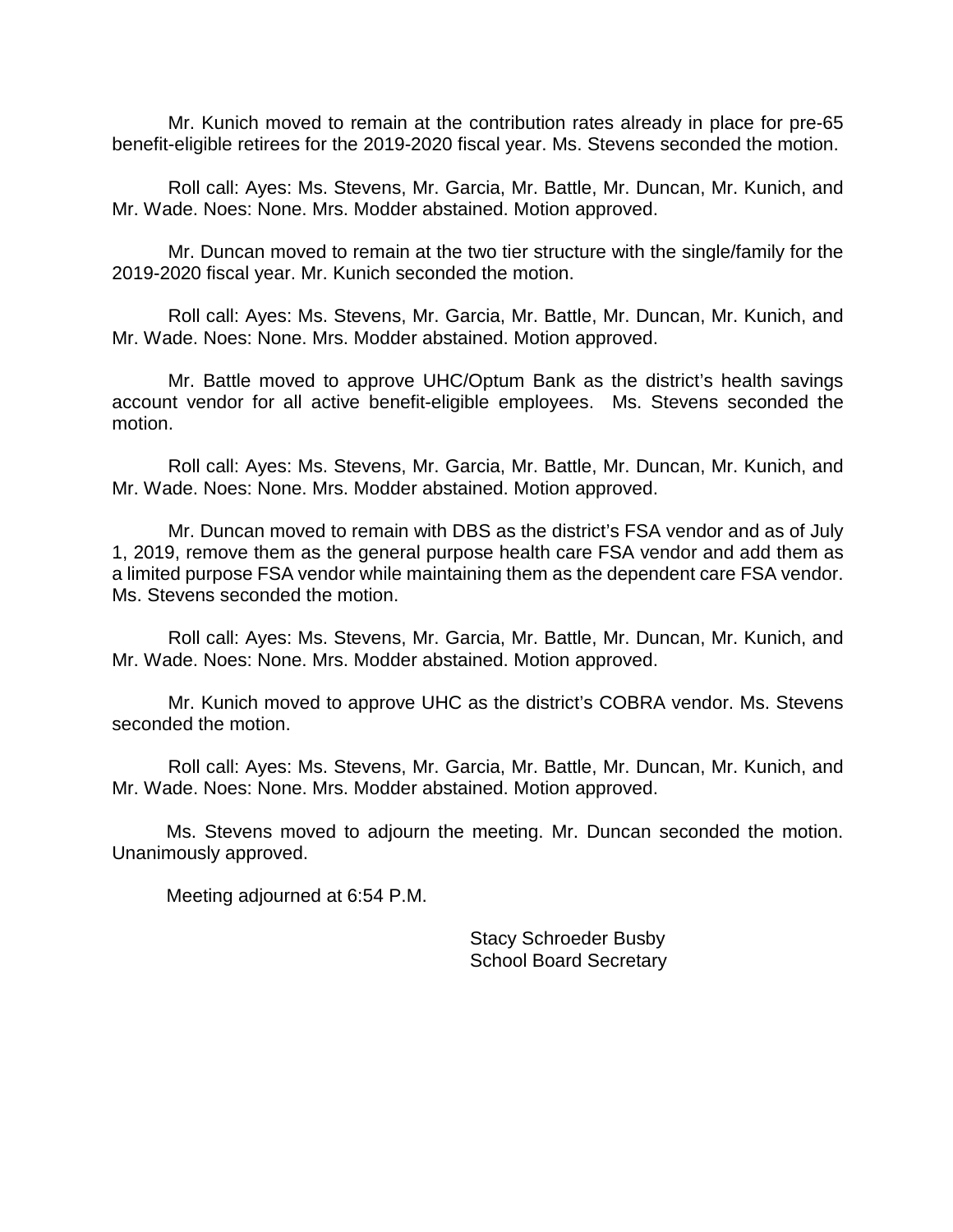Mr. Kunich moved to remain at the contribution rates already in place for pre-65 benefit-eligible retirees for the 2019-2020 fiscal year. Ms. Stevens seconded the motion.

Roll call: Ayes: Ms. Stevens, Mr. Garcia, Mr. Battle, Mr. Duncan, Mr. Kunich, and Mr. Wade. Noes: None. Mrs. Modder abstained. Motion approved.

Mr. Duncan moved to remain at the two tier structure with the single/family for the 2019-2020 fiscal year. Mr. Kunich seconded the motion.

Roll call: Ayes: Ms. Stevens, Mr. Garcia, Mr. Battle, Mr. Duncan, Mr. Kunich, and Mr. Wade. Noes: None. Mrs. Modder abstained. Motion approved.

Mr. Battle moved to approve UHC/Optum Bank as the district's health savings account vendor for all active benefit-eligible employees. Ms. Stevens seconded the motion.

Roll call: Ayes: Ms. Stevens, Mr. Garcia, Mr. Battle, Mr. Duncan, Mr. Kunich, and Mr. Wade. Noes: None. Mrs. Modder abstained. Motion approved.

Mr. Duncan moved to remain with DBS as the district's FSA vendor and as of July 1, 2019, remove them as the general purpose health care FSA vendor and add them as a limited purpose FSA vendor while maintaining them as the dependent care FSA vendor. Ms. Stevens seconded the motion.

Roll call: Ayes: Ms. Stevens, Mr. Garcia, Mr. Battle, Mr. Duncan, Mr. Kunich, and Mr. Wade. Noes: None. Mrs. Modder abstained. Motion approved.

Mr. Kunich moved to approve UHC as the district's COBRA vendor. Ms. Stevens seconded the motion.

Roll call: Ayes: Ms. Stevens, Mr. Garcia, Mr. Battle, Mr. Duncan, Mr. Kunich, and Mr. Wade. Noes: None. Mrs. Modder abstained. Motion approved.

Ms. Stevens moved to adjourn the meeting. Mr. Duncan seconded the motion. Unanimously approved.

Meeting adjourned at 6:54 P.M.

Stacy Schroeder Busby
School Board Secretary